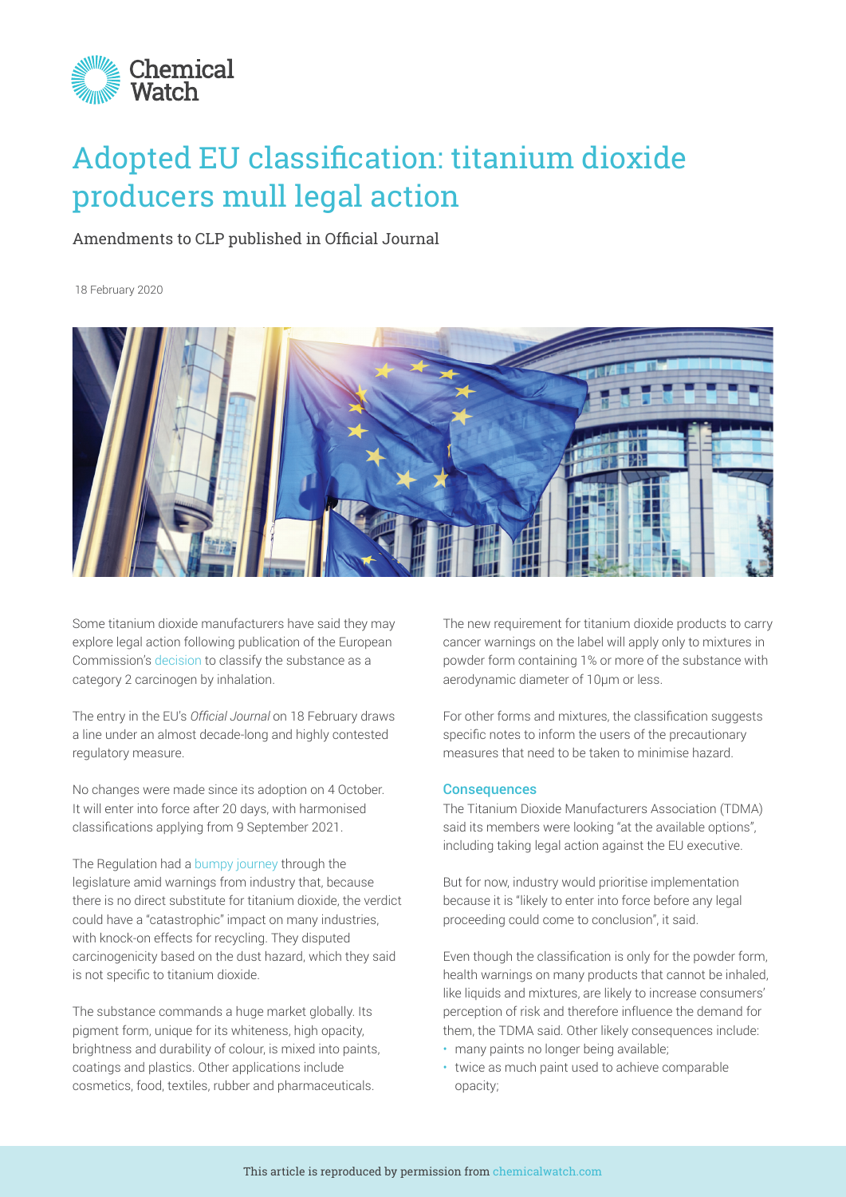Chemical Watch

# Adopted EU classification: titanium dioxide producers mull legal action

Amendments to CLP published in Official Journal

18 February 2020

Some titanium dioxide manufacturers have said they may explore legal action following publication of the European Commission's decision to classify the substance as a category 2 carcinogen by inhalation.

The entry in the EU's *Official Journal* on 18 February draws a line under an almost decade-long and highly contested regulatory measure.

No changes were made since its adoption on 4 October. It will enter into force after 20 days, with harmonised classifications applying from 9 September 2021.

The Regulation had a bumpy journey through the legislature amid warnings from industry that, because there is no direct substitute for titanium dioxide, the verdict could have a "catastrophic" impact on many industries, with knock-on effects for recycling. They disputed carcinogenicity based on the dust hazard, which they said is not specific to titanium dioxide.

The substance commands a huge market globally. Its pigment form, unique for its whiteness, high opacity, brightness and durability of colour, is mixed into paints, coatings and plastics. Other applications include cosmetics, food, textiles, rubber and pharmaceuticals.

The new requirement for titanium dioxide products to carry cancer warnings on the label will apply only to mixtures in powder form containing 1% or more of the substance with aerodynamic diameter of 10μm or less.

For other forms and mixtures, the classification suggests specific notes to inform the users of the precautionary measures that need to be taken to minimise hazard.

## Consequences

The Titanium Dioxide Manufacturers Association (TDMA) said its members were looking "at the available options", including taking legal action against the EU executive.

But for now, industry would prioritise implementation because it is "likely to enter into force before any legal proceeding could come to conclusion", it said.

Even though the classification is only for the powder form, health warnings on many products that cannot be inhaled, like liquids and mixtures, are likely to increase consumers' perception of risk and therefore influence the demand for them, the TDMA said. Other likely consequences include:

- many paints no longer being available;
- twice as much paint used to achieve comparable opacity;

This article is reproduced by permission from chemicalwatch.com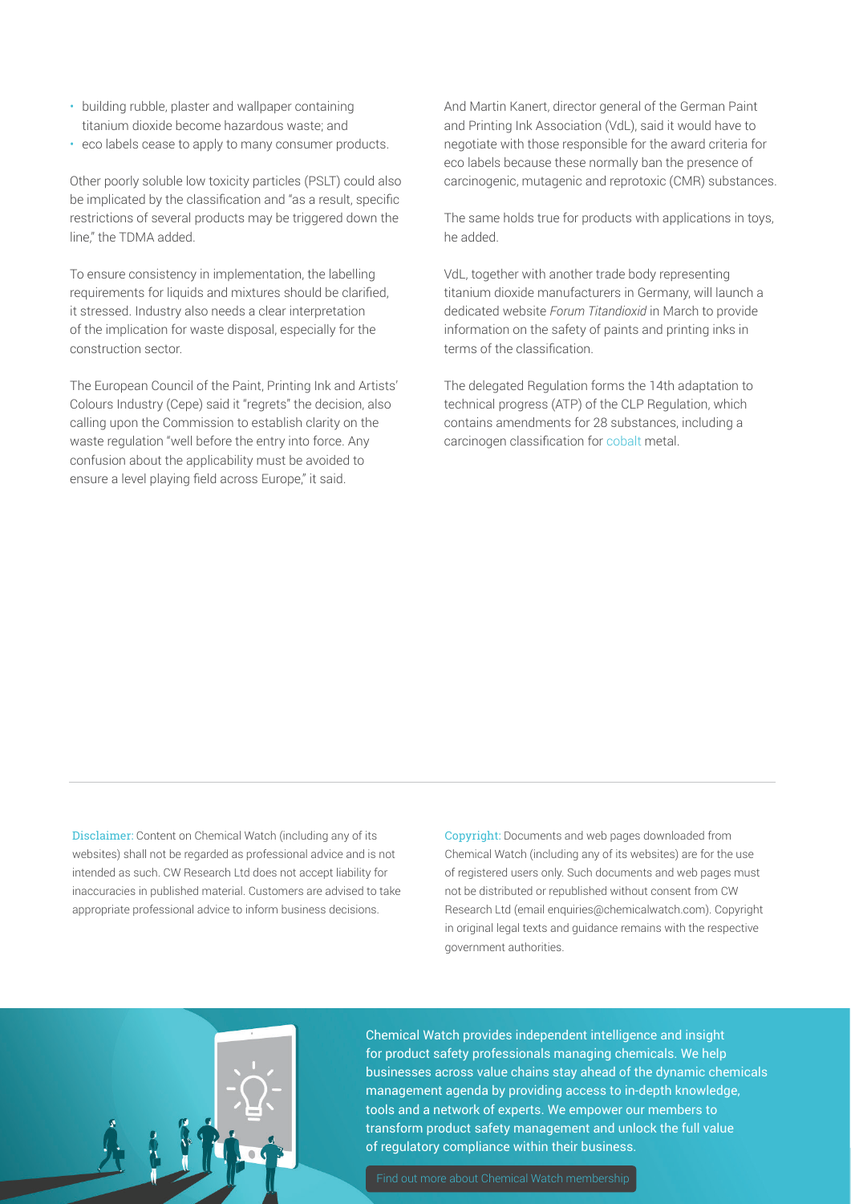- building rubble, plaster and wallpaper containing titanium dioxide become hazardous waste; and
- eco labels cease to apply to many consumer products.

Other poorly soluble low toxicity particles (PSLT) could also be implicated by the classification and "as a result, specific restrictions of several products may be triggered down the line," the TDMA added.

To ensure consistency in implementation, the labelling requirements for liquids and mixtures should be clarified, it stressed. Industry also needs a clear interpretation of the implication for waste disposal, especially for the construction sector.

The European Council of the Paint, Printing Ink and Artists' Colours Industry (Cepe) said it "regrets" the decision, also calling upon the Commission to establish clarity on the waste regulation "well before the entry into force. Any confusion about the applicability must be avoided to ensure a level playing field across Europe," it said.

And Martin Kanert, director general of the German Paint and Printing Ink Association (VdL), said it would have to negotiate with those responsible for the award criteria for eco labels because these normally ban the presence of carcinogenic, mutagenic and reprotoxic (CMR) substances.

The same holds true for products with applications in toys, he added.

VdL, together with another trade body representing titanium dioxide manufacturers in Germany, will launch a dedicated website *Forum Titandioxid* in March to provide information on the safety of paints and printing inks in terms of the classification.

The delegated Regulation forms the 14th adaptation to technical progress (ATP) of the CLP Regulation, which contains amendments for 28 substances, including a carcinogen classification for cobalt metal.

---

Disclaimer: Content on Chemical Watch (including any of its websites) shall not be regarded as professional advice and is not intended as such. CW Research Ltd does not accept liability for inaccuracies in published material. Customers are advised to take appropriate professional advice to inform business decisions.

Copyright: Documents and web pages downloaded from Chemical Watch (including any of its websites) are for the use of registered users only. Such documents and web pages must not be distributed or republished without consent from CW Research Ltd (email enquiries@chemicalwatch.com). Copyright in original legal texts and guidance remains with the respective government authorities.

Chemical Watch provides independent intelligence and insight for product safety professionals managing chemicals. We help businesses across value chains stay ahead of the dynamic chemicals management agenda by providing access to in-depth knowledge, tools and a network of experts. We empower our members to transform product safety management and unlock the full value of regulatory compliance within their business.

Find out more about Chemical Watch membership